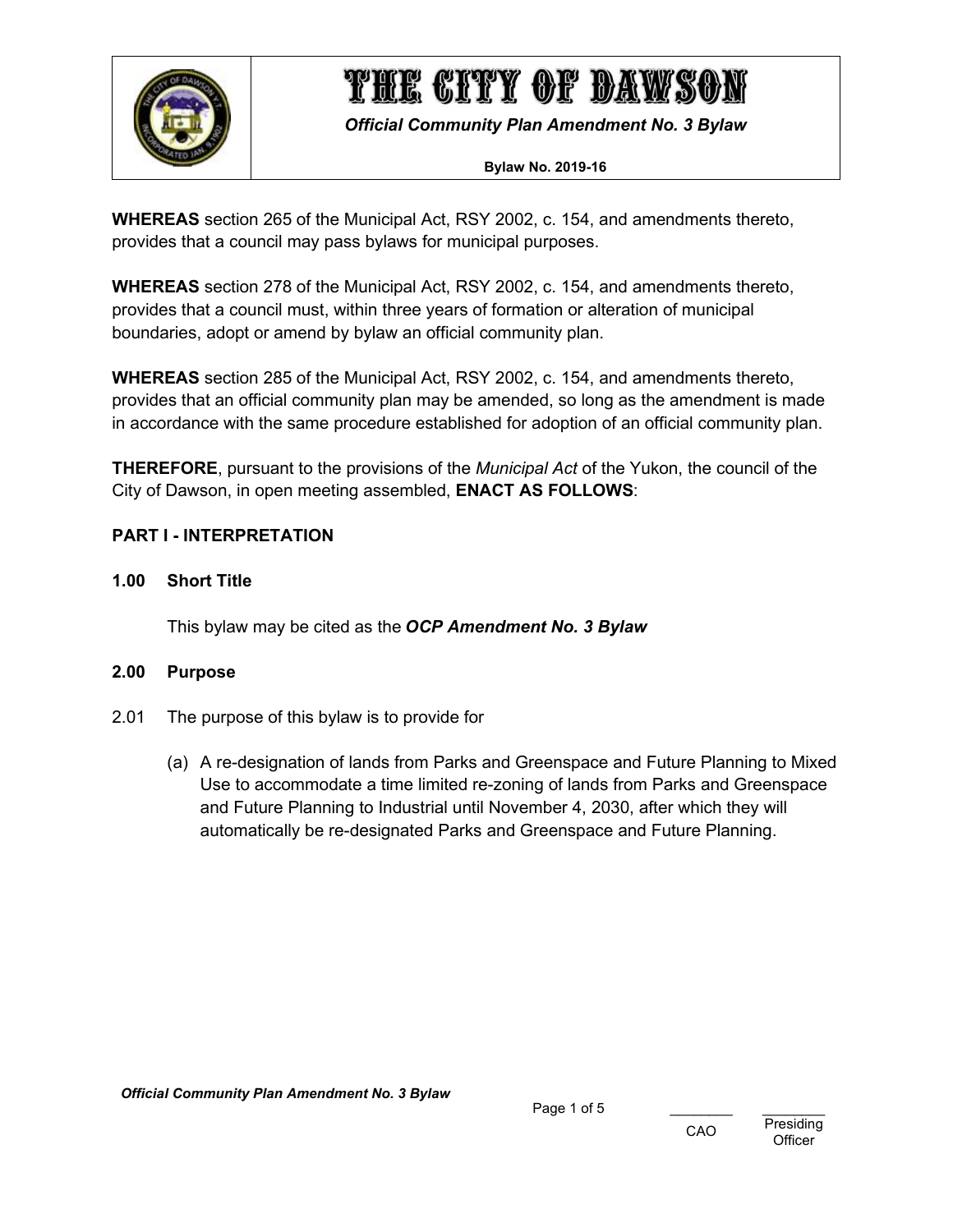# THE CITY OF DAWSON

***Official Community Plan Amendment No. 3 Bylaw***

**Bylaw No. 2019-16**

**WHEREAS** section 265 of the Municipal Act, RSY 2002, c. 154, and amendments thereto, provides that a council may pass bylaws for municipal purposes.

**WHEREAS** section 278 of the Municipal Act, RSY 2002, c. 154, and amendments thereto, provides that a council must, within three years of formation or alteration of municipal boundaries, adopt or amend by bylaw an official community plan.

**WHEREAS** section 285 of the Municipal Act, RSY 2002, c. 154, and amendments thereto, provides that an official community plan may be amended, so long as the amendment is made in accordance with the same procedure established for adoption of an official community plan.

**THEREFORE**, pursuant to the provisions of the *Municipal Act* of the Yukon, the council of the City of Dawson, in open meeting assembled, **ENACT AS FOLLOWS**:

## PART I - INTERPRETATION

### 1.00 Short Title

This bylaw may be cited as the ***OCP Amendment No. 3 Bylaw***

### 2.00 Purpose

2.01 The purpose of this bylaw is to provide for

(a) A re-designation of lands from Parks and Greenspace and Future Planning to Mixed Use to accommodate a time limited re-zoning of lands from Parks and Greenspace and Future Planning to Industrial until November 4, 2030, after which they will automatically be re-designated Parks and Greenspace and Future Planning.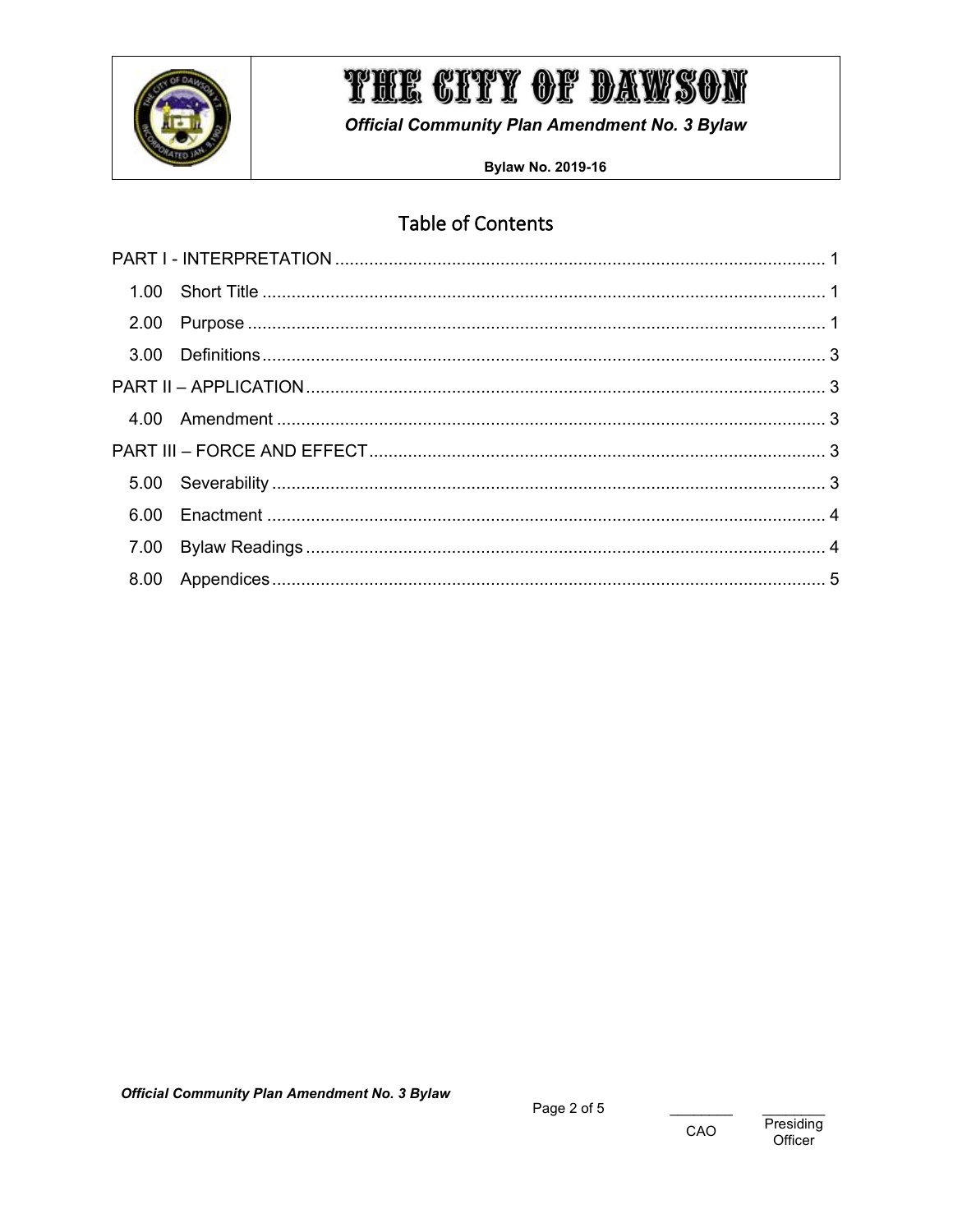# Table of Contents

PART I - INTERPRETATION ..... 1

- 1.00 Short Title ..... 1
- 2.00 Purpose ..... 1
- 3.00 Definitions ..... 3

PART II – APPLICATION ..... 3

- 4.00 Amendment ..... 3

PART III – FORCE AND EFFECT ..... 3

- 5.00 Severability ..... 3
- 6.00 Enactment ..... 4
- 7.00 Bylaw Readings ..... 4
- 8.00 Appendices ..... 5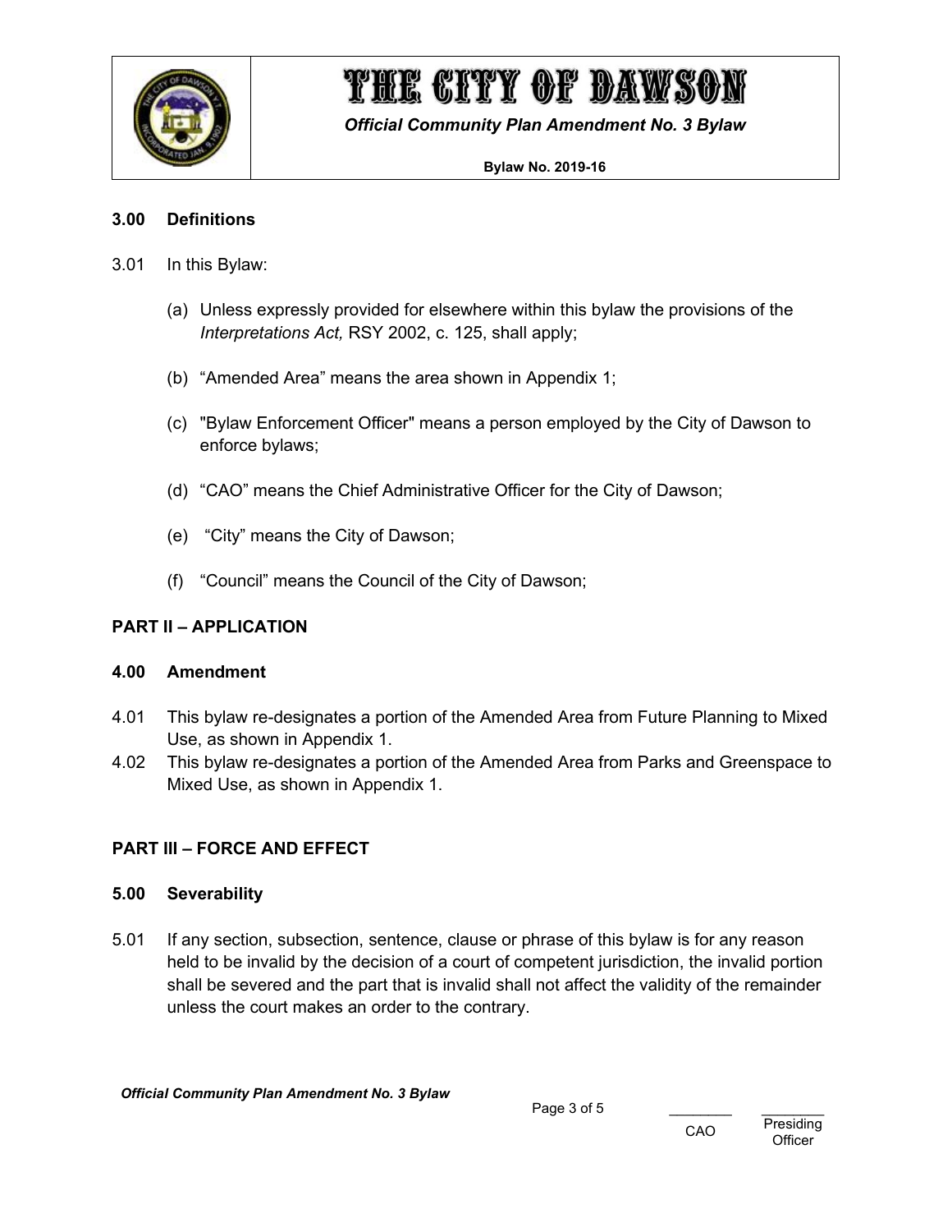### 3.00 Definitions

3.01 In this Bylaw:

(a) Unless expressly provided for elsewhere within this bylaw the provisions of the *Interpretations Act,* RSY 2002, c. 125, shall apply;

(b) “Amended Area” means the area shown in Appendix 1;

(c) "Bylaw Enforcement Officer" means a person employed by the City of Dawson to enforce bylaws;

(d) “CAO” means the Chief Administrative Officer for the City of Dawson;

(e) “City” means the City of Dawson;

(f) “Council” means the Council of the City of Dawson;

## PART II – APPLICATION

### 4.00 Amendment

4.01 This bylaw re-designates a portion of the Amended Area from Future Planning to Mixed Use, as shown in Appendix 1.

4.02 This bylaw re-designates a portion of the Amended Area from Parks and Greenspace to Mixed Use, as shown in Appendix 1.

## PART III – FORCE AND EFFECT

### 5.00 Severability

5.01 If any section, subsection, sentence, clause or phrase of this bylaw is for any reason held to be invalid by the decision of a court of competent jurisdiction, the invalid portion shall be severed and the part that is invalid shall not affect the validity of the remainder unless the court makes an order to the contrary.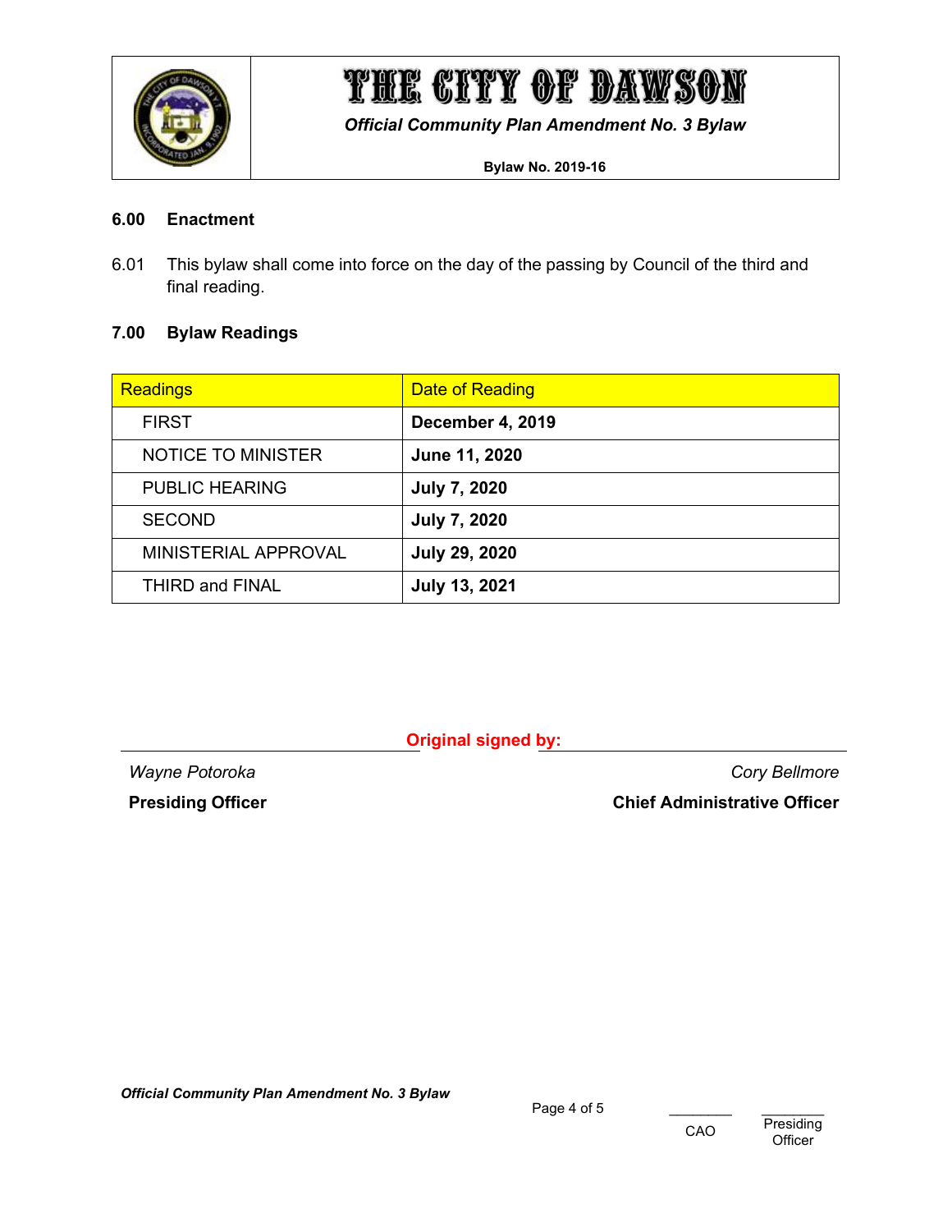## 6.00 Enactment

6.01 This bylaw shall come into force on the day of the passing by Council of the third and final reading.

## 7.00 Bylaw Readings

| Readings | Date of Reading |
|---|---|
| FIRST | **December 4, 2019** |
| NOTICE TO MINISTER | **June 11, 2020** |
| PUBLIC HEARING | **July 7, 2020** |
| SECOND | **July 7, 2020** |
| MINISTERIAL APPROVAL | **July 29, 2020** |
| THIRD and FINAL | **July 13, 2021** |

**Original signed by:**

*Wayne Potoroka*
**Presiding Officer**

*Cory Bellmore*
**Chief Administrative Officer**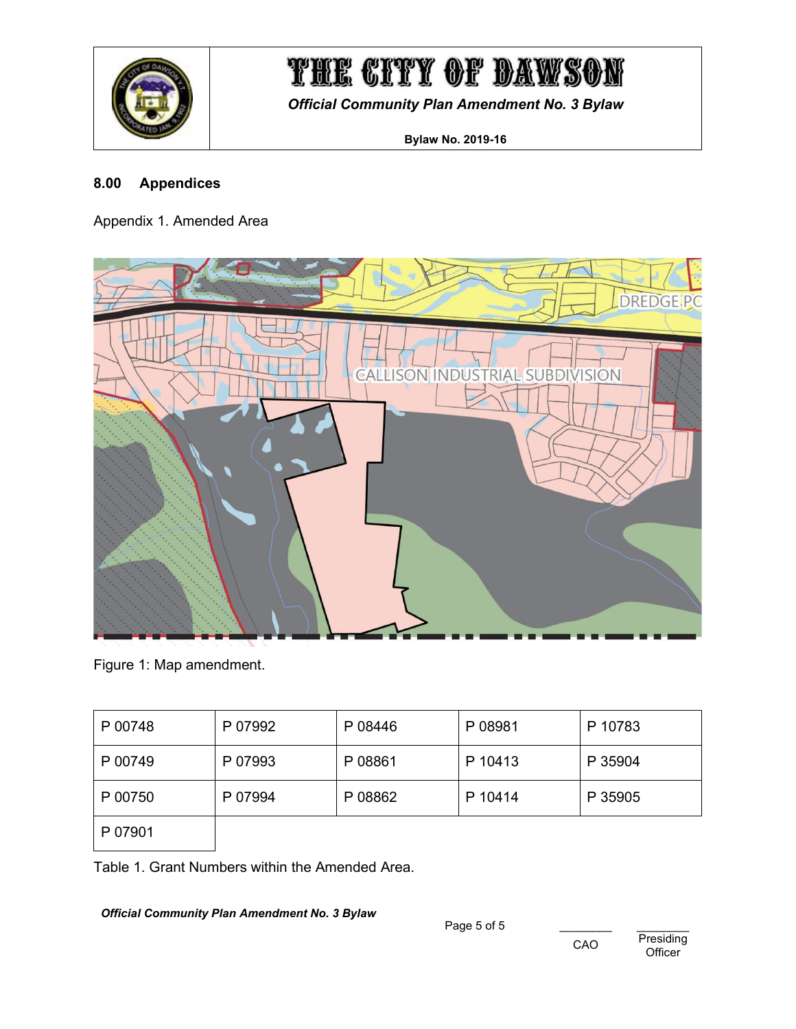## 8.00 Appendices

Appendix 1. Amended Area

DREDGE PC

CALLISON INDUSTRIAL SUBDIVISION

Figure 1: Map amendment.

| | | | | |
|---|---|---|---|---|
| P 00748 | P 07992 | P 08446 | P 08981 | P 10783 |
| P 00749 | P 07993 | P 08861 | P 10413 | P 35904 |
| P 00750 | P 07994 | P 08862 | P 10414 | P 35905 |
| P 07901 | | | | |

Table 1. Grant Numbers within the Amended Area.